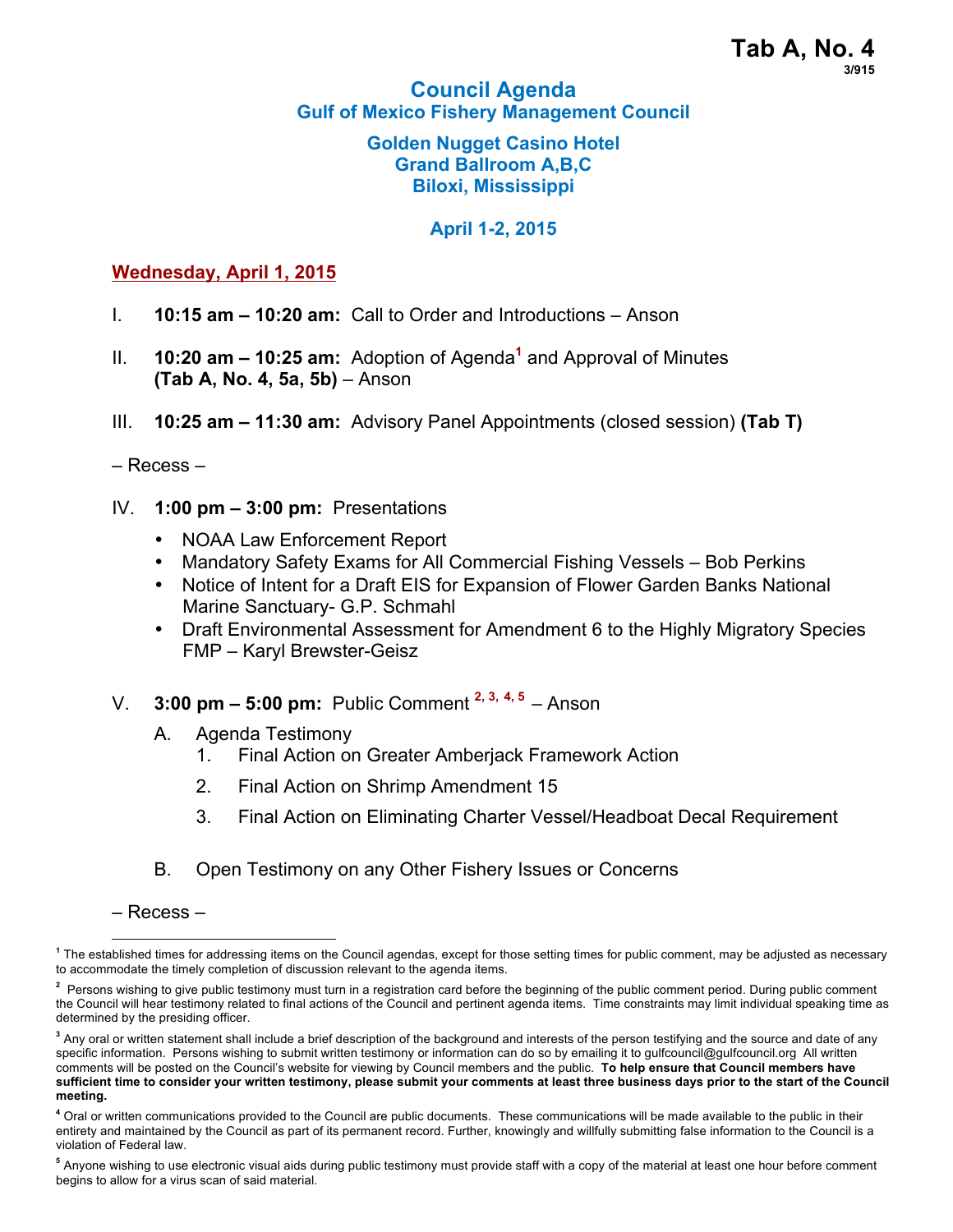**Tab A, No. 4**
**3/915**

# Council Agenda
## Gulf of Mexico Fishery Management Council

### Golden Nugget Casino Hotel
### Grand Ballroom A,B,C
### Biloxi, Mississippi

### April 1-2, 2015

## Wednesday, April 1, 2015

I. **10:15 am – 10:20 am:** Call to Order and Introductions – Anson

II. **10:20 am – 10:25 am:** Adoption of Agenda[1] and Approval of Minutes **(Tab A, No. 4, 5a, 5b)** – Anson

III. **10:25 am – 11:30 am:** Advisory Panel Appointments (closed session) **(Tab T)**

– Recess –

IV. **1:00 pm – 3:00 pm:** Presentations

- NOAA Law Enforcement Report
- Mandatory Safety Exams for All Commercial Fishing Vessels – Bob Perkins
- Notice of Intent for a Draft EIS for Expansion of Flower Garden Banks National Marine Sanctuary- G.P. Schmahl
- Draft Environmental Assessment for Amendment 6 to the Highly Migratory Species FMP – Karyl Brewster-Geisz

V. **3:00 pm – 5:00 pm:** Public Comment [2, 3, 4, 5] – Anson

A. Agenda Testimony
   1. Final Action on Greater Amberjack Framework Action
   2. Final Action on Shrimp Amendment 15
   3. Final Action on Eliminating Charter Vessel/Headboat Decal Requirement

B. Open Testimony on any Other Fishery Issues or Concerns

– Recess –

---

[1] The established times for addressing items on the Council agendas, except for those setting times for public comment, may be adjusted as necessary to accommodate the timely completion of discussion relevant to the agenda items.

[2] Persons wishing to give public testimony must turn in a registration card before the beginning of the public comment period. During public comment the Council will hear testimony related to final actions of the Council and pertinent agenda items. Time constraints may limit individual speaking time as determined by the presiding officer.

[3] Any oral or written statement shall include a brief description of the background and interests of the person testifying and the source and date of any specific information. Persons wishing to submit written testimony or information can do so by emailing it to gulfcouncil@gulfcouncil.org All written comments will be posted on the Council's website for viewing by Council members and the public. **To help ensure that Council members have sufficient time to consider your written testimony, please submit your comments at least three business days prior to the start of the Council meeting.**

[4] Oral or written communications provided to the Council are public documents. These communications will be made available to the public in their entirety and maintained by the Council as part of its permanent record. Further, knowingly and willfully submitting false information to the Council is a violation of Federal law.

[5] Anyone wishing to use electronic visual aids during public testimony must provide staff with a copy of the material at least one hour before comment begins to allow for a virus scan of said material.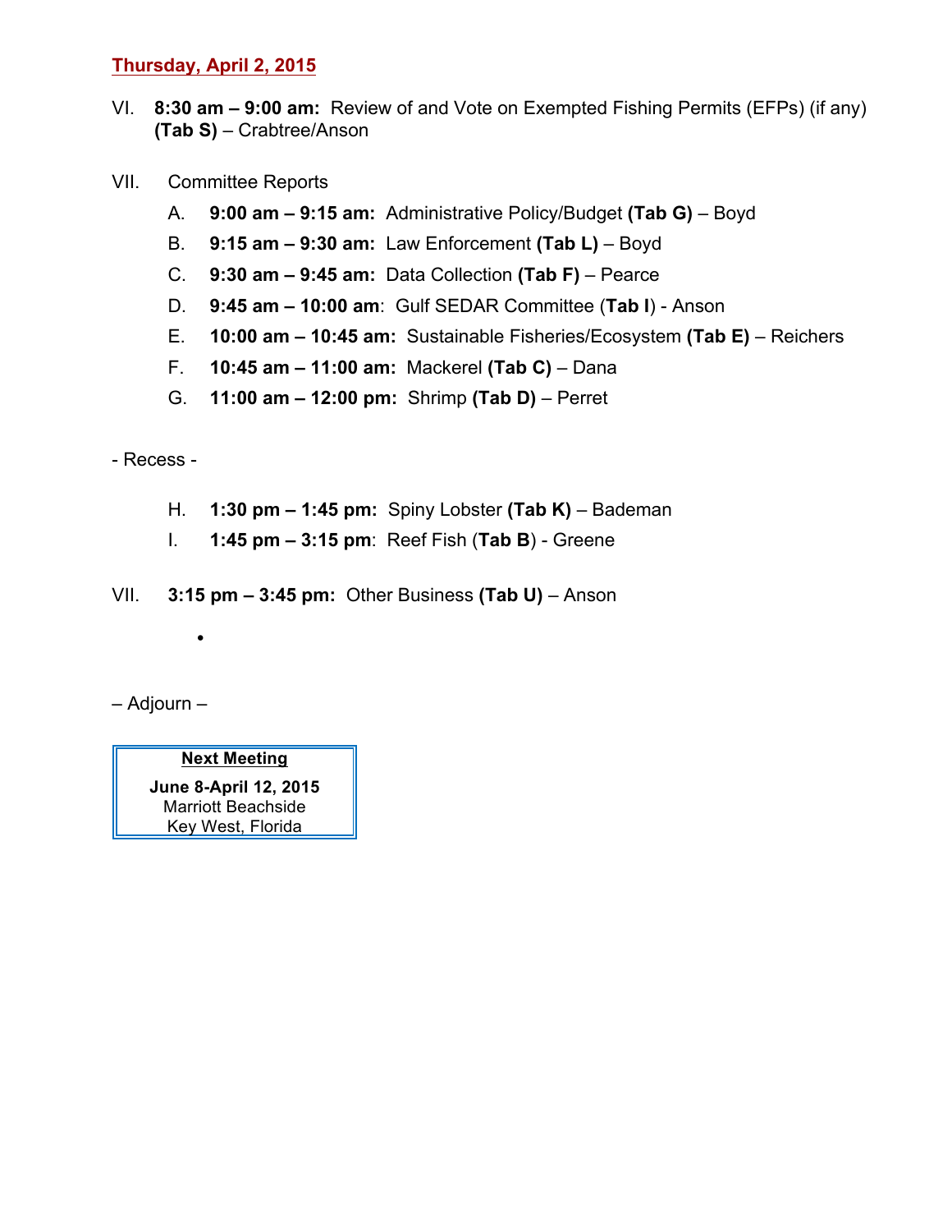**Thursday, April 2, 2015**

VI. **8:30 am – 9:00 am:** Review of and Vote on Exempted Fishing Permits (EFPs) (if any) **(Tab S)** – Crabtree/Anson

VII. Committee Reports

A. **9:00 am – 9:15 am:** Administrative Policy/Budget **(Tab G)** – Boyd

B. **9:15 am – 9:30 am:** Law Enforcement **(Tab L)** – Boyd

C. **9:30 am – 9:45 am:** Data Collection **(Tab F)** – Pearce

D. **9:45 am – 10:00 am**: Gulf SEDAR Committee (**Tab I**) - Anson

E. **10:00 am – 10:45 am:** Sustainable Fisheries/Ecosystem **(Tab E)** – Reichers

F. **10:45 am – 11:00 am:** Mackerel **(Tab C)** – Dana

G. **11:00 am – 12:00 pm:** Shrimp **(Tab D)** – Perret

- Recess -

H. **1:30 pm – 1:45 pm:** Spiny Lobster **(Tab K)** – Bademan

I. **1:45 pm – 3:15 pm**: Reef Fish (**Tab B**) - Greene

VII. **3:15 pm – 3:45 pm:** Other Business **(Tab U)** – Anson

- 

– Adjourn –

**Next Meeting**

**June 8-April 12, 2015**
Marriott Beachside
Key West, Florida